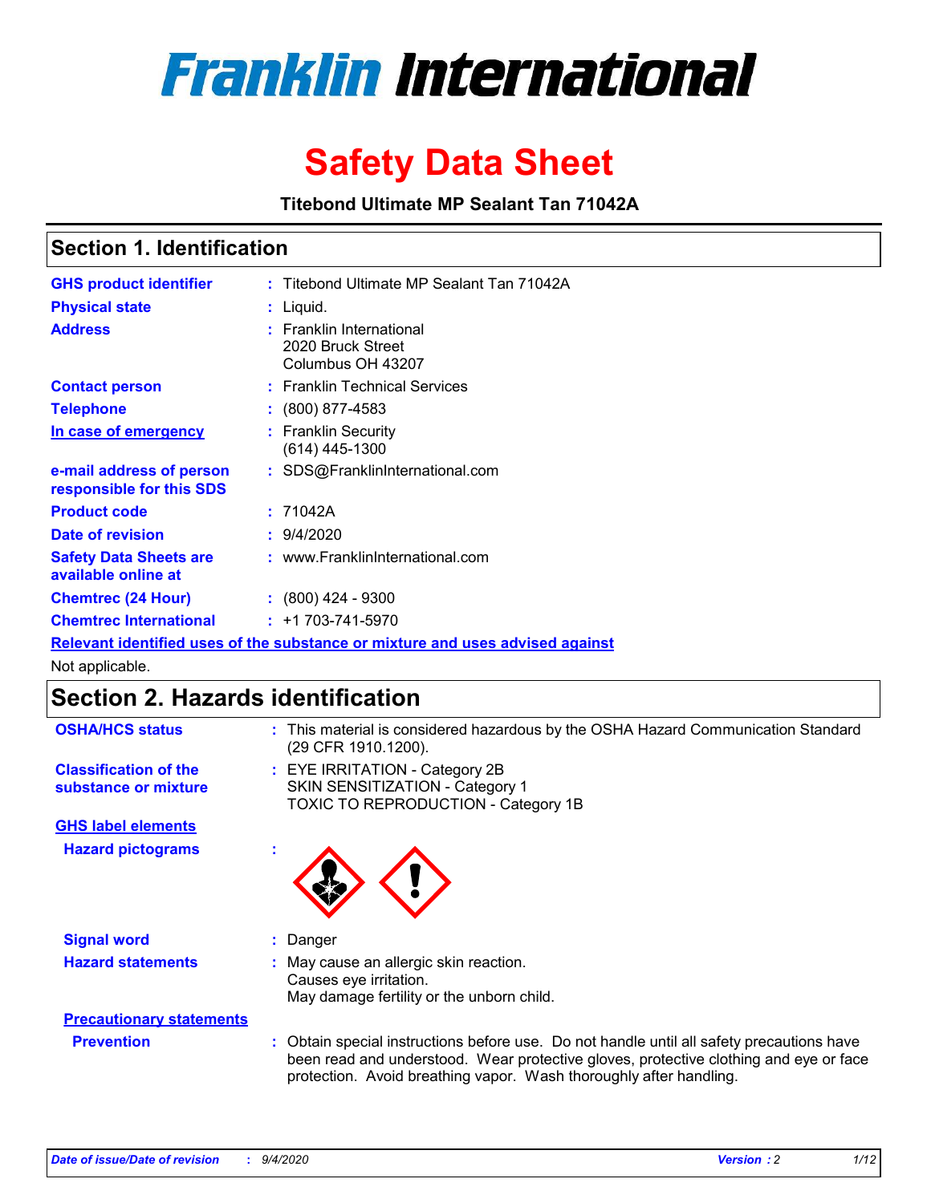# Franklin International

# Safety Data Sheet

**Titebond Ultimate MP Sealant Tan 71042A**

## Section 1. Identification

| | |
|---|---|
| **GHS product identifier** | : Titebond Ultimate MP Sealant Tan 71042A |
| **Physical state** | : Liquid. |
| **Address** | : Franklin International<br>2020 Bruck Street<br>Columbus OH 43207 |
| **Contact person** | : Franklin Technical Services |
| **Telephone** | : (800) 877-4583 |
| **In case of emergency** | : Franklin Security<br>(614) 445-1300 |
| **e-mail address of person responsible for this SDS** | : SDS@FranklinInternational.com |
| **Product code** | : 71042A |
| **Date of revision** | : 9/4/2020 |
| **Safety Data Sheets are available online at** | : www.FranklinInternational.com |
| **Chemtrec (24 Hour)** | : (800) 424 - 9300 |
| **Chemtrec International** | : +1 703-741-5970 |

**Relevant identified uses of the substance or mixture and uses advised against**

Not applicable.

## Section 2. Hazards identification

| | |
|---|---|
| **OSHA/HCS status** | : This material is considered hazardous by the OSHA Hazard Communication Standard (29 CFR 1910.1200). |
| **Classification of the substance or mixture** | : EYE IRRITATION - Category 2B<br>SKIN SENSITIZATION - Category 1<br>TOXIC TO REPRODUCTION - Category 1B |

**GHS label elements**

| | |
|---|---|
| **Hazard pictograms** | : |
| **Signal word** | : Danger |
| **Hazard statements** | : May cause an allergic skin reaction.<br>Causes eye irritation.<br>May damage fertility or the unborn child. |

**Precautionary statements**

| | |
|---|---|
| **Prevention** | : Obtain special instructions before use. Do not handle until all safety precautions have been read and understood. Wear protective gloves, protective clothing and eye or face protection. Avoid breathing vapor. Wash thoroughly after handling. |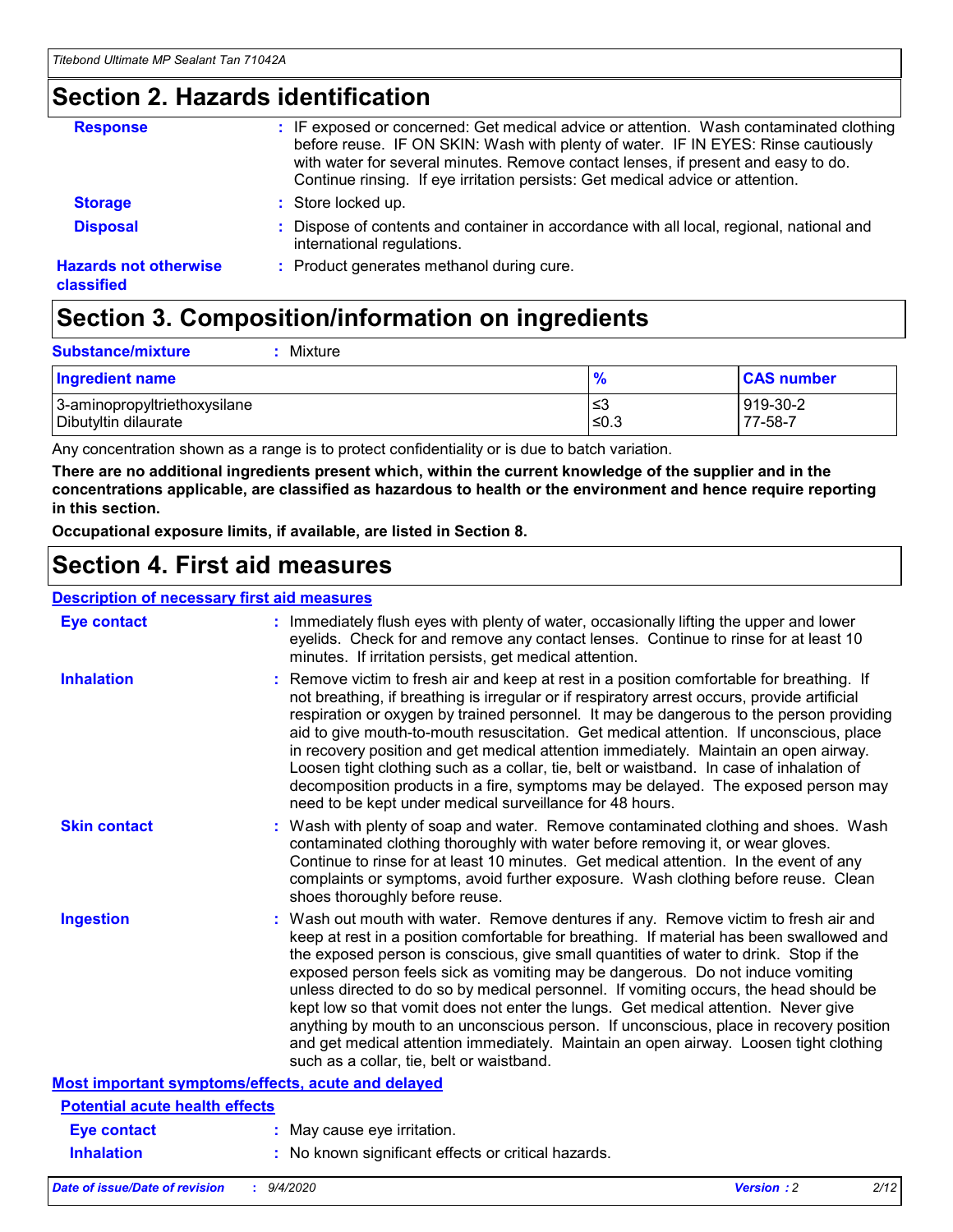## Section 2. Hazards identification

**Response** : IF exposed or concerned: Get medical advice or attention. Wash contaminated clothing before reuse. IF ON SKIN: Wash with plenty of water. IF IN EYES: Rinse cautiously with water for several minutes. Remove contact lenses, if present and easy to do. Continue rinsing. If eye irritation persists: Get medical advice or attention.

**Storage** : Store locked up.

**Disposal** : Dispose of contents and container in accordance with all local, regional, national and international regulations.

**Hazards not otherwise classified** : Product generates methanol during cure.

## Section 3. Composition/information on ingredients

**Substance/mixture** : Mixture

| Ingredient name | % | CAS number |
|---|---|---|
| 3-aminopropyltriethoxysilane | ≤3 | 919-30-2 |
| Dibutyltin dilaurate | ≤0.3 | 77-58-7 |

Any concentration shown as a range is to protect confidentiality or is due to batch variation.

**There are no additional ingredients present which, within the current knowledge of the supplier and in the concentrations applicable, are classified as hazardous to health or the environment and hence require reporting in this section.**

**Occupational exposure limits, if available, are listed in Section 8.**

## Section 4. First aid measures

### Description of necessary first aid measures

**Eye contact** : Immediately flush eyes with plenty of water, occasionally lifting the upper and lower eyelids. Check for and remove any contact lenses. Continue to rinse for at least 10 minutes. If irritation persists, get medical attention.

**Inhalation** : Remove victim to fresh air and keep at rest in a position comfortable for breathing. If not breathing, if breathing is irregular or if respiratory arrest occurs, provide artificial respiration or oxygen by trained personnel. It may be dangerous to the person providing aid to give mouth-to-mouth resuscitation. Get medical attention. If unconscious, place in recovery position and get medical attention immediately. Maintain an open airway. Loosen tight clothing such as a collar, tie, belt or waistband. In case of inhalation of decomposition products in a fire, symptoms may be delayed. The exposed person may need to be kept under medical surveillance for 48 hours.

**Skin contact** : Wash with plenty of soap and water. Remove contaminated clothing and shoes. Wash contaminated clothing thoroughly with water before removing it, or wear gloves. Continue to rinse for at least 10 minutes. Get medical attention. In the event of any complaints or symptoms, avoid further exposure. Wash clothing before reuse. Clean shoes thoroughly before reuse.

**Ingestion** : Wash out mouth with water. Remove dentures if any. Remove victim to fresh air and keep at rest in a position comfortable for breathing. If material has been swallowed and the exposed person is conscious, give small quantities of water to drink. Stop if the exposed person feels sick as vomiting may be dangerous. Do not induce vomiting unless directed to do so by medical personnel. If vomiting occurs, the head should be kept low so that vomit does not enter the lungs. Get medical attention. Never give anything by mouth to an unconscious person. If unconscious, place in recovery position and get medical attention immediately. Maintain an open airway. Loosen tight clothing such as a collar, tie, belt or waistband.

### Most important symptoms/effects, acute and delayed

#### Potential acute health effects

**Eye contact** : May cause eye irritation.

**Inhalation** : No known significant effects or critical hazards.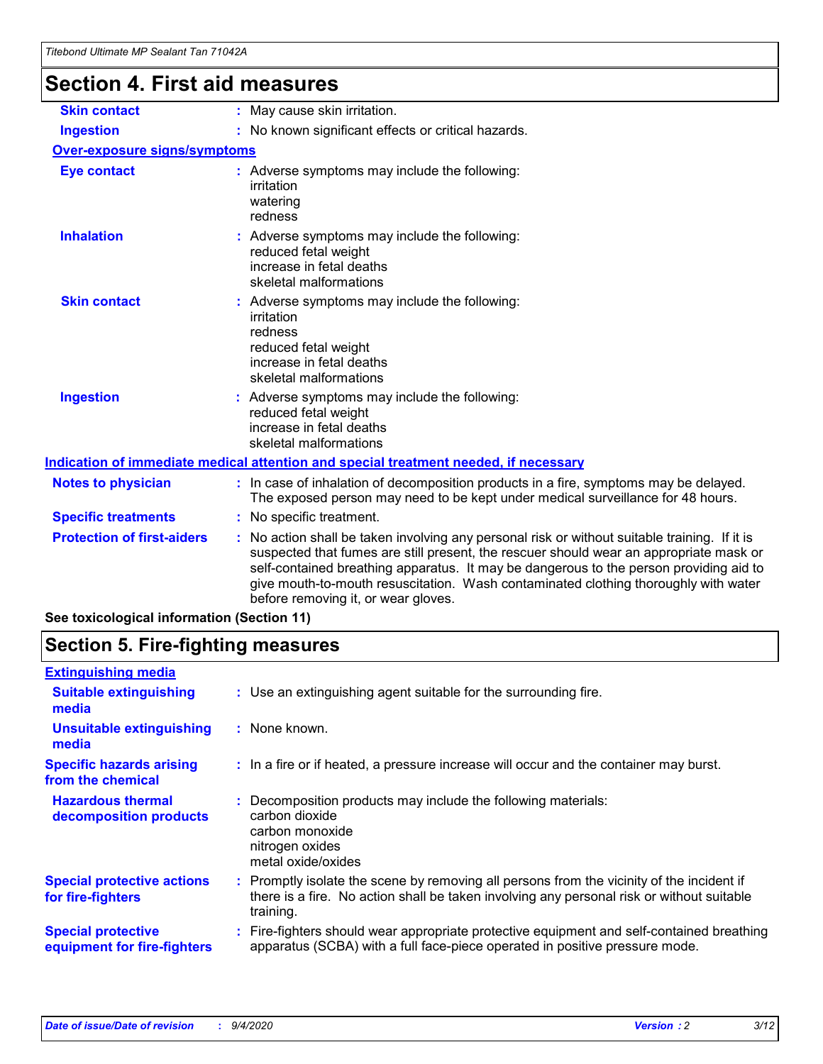# Section 4. First aid measures

| | |
|---|---|
| **Skin contact** | : May cause skin irritation. |
| **Ingestion** | : No known significant effects or critical hazards. |

**Over-exposure signs/symptoms**

| | |
|---|---|
| **Eye contact** | : Adverse symptoms may include the following:<br>irritation<br>watering<br>redness |
| **Inhalation** | : Adverse symptoms may include the following:<br>reduced fetal weight<br>increase in fetal deaths<br>skeletal malformations |
| **Skin contact** | : Adverse symptoms may include the following:<br>irritation<br>redness<br>reduced fetal weight<br>increase in fetal deaths<br>skeletal malformations |
| **Ingestion** | : Adverse symptoms may include the following:<br>reduced fetal weight<br>increase in fetal deaths<br>skeletal malformations |

**Indication of immediate medical attention and special treatment needed, if necessary**

| | |
|---|---|
| **Notes to physician** | : In case of inhalation of decomposition products in a fire, symptoms may be delayed. The exposed person may need to be kept under medical surveillance for 48 hours. |
| **Specific treatments** | : No specific treatment. |
| **Protection of first-aiders** | : No action shall be taken involving any personal risk or without suitable training. If it is suspected that fumes are still present, the rescuer should wear an appropriate mask or self-contained breathing apparatus. It may be dangerous to the person providing aid to give mouth-to-mouth resuscitation. Wash contaminated clothing thoroughly with water before removing it, or wear gloves. |

**See toxicological information (Section 11)**

# Section 5. Fire-fighting measures

**Extinguishing media**

| | |
|---|---|
| **Suitable extinguishing media** | : Use an extinguishing agent suitable for the surrounding fire. |
| **Unsuitable extinguishing media** | : None known. |
| **Specific hazards arising from the chemical** | : In a fire or if heated, a pressure increase will occur and the container may burst. |
| **Hazardous thermal decomposition products** | : Decomposition products may include the following materials:<br>carbon dioxide<br>carbon monoxide<br>nitrogen oxides<br>metal oxide/oxides |
| **Special protective actions for fire-fighters** | : Promptly isolate the scene by removing all persons from the vicinity of the incident if there is a fire. No action shall be taken involving any personal risk or without suitable training. |
| **Special protective equipment for fire-fighters** | : Fire-fighters should wear appropriate protective equipment and self-contained breathing apparatus (SCBA) with a full face-piece operated in positive pressure mode. |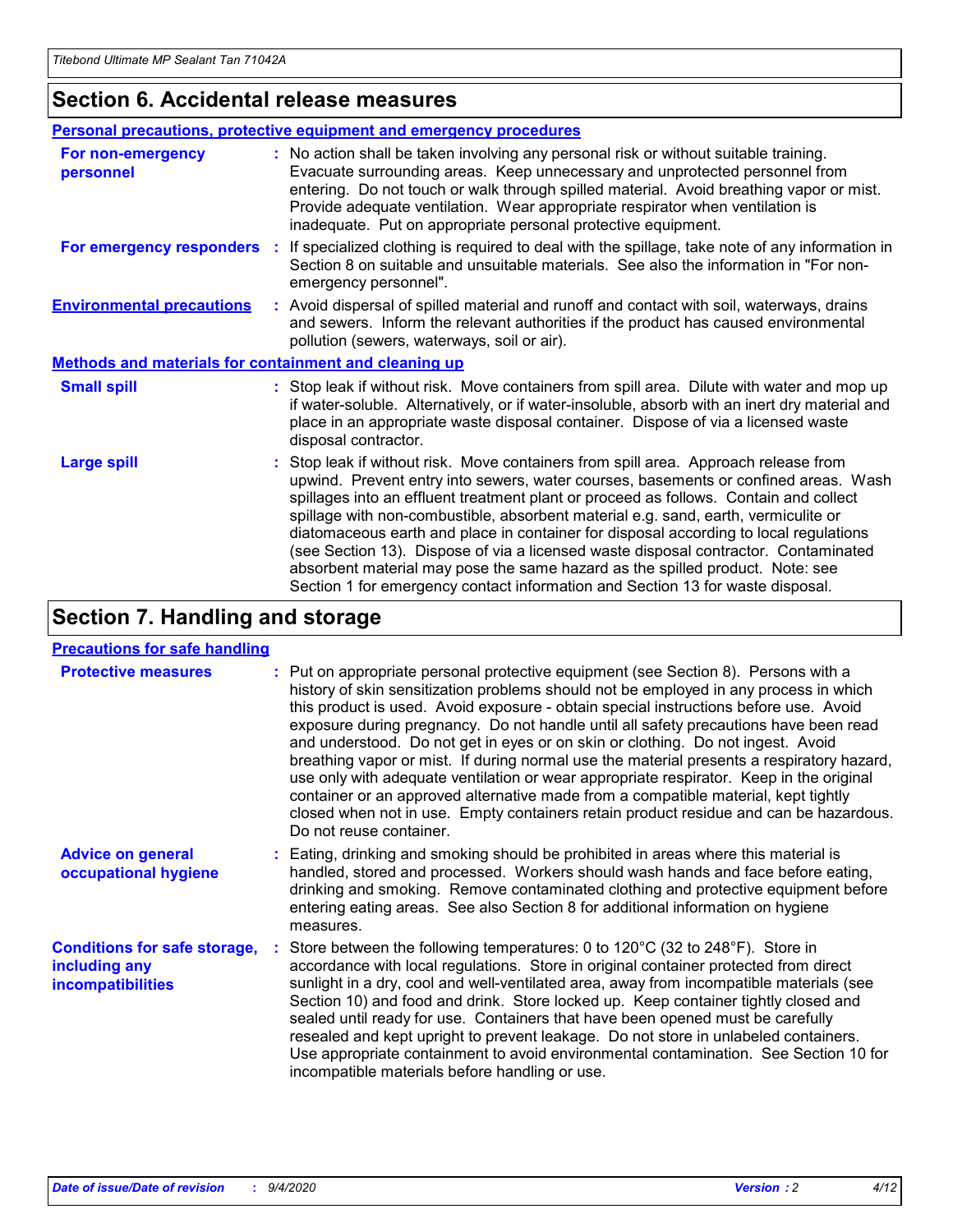## Section 6. Accidental release measures

### Personal precautions, protective equipment and emergency procedures

**For non-emergency personnel** : No action shall be taken involving any personal risk or without suitable training. Evacuate surrounding areas. Keep unnecessary and unprotected personnel from entering. Do not touch or walk through spilled material. Avoid breathing vapor or mist. Provide adequate ventilation. Wear appropriate respirator when ventilation is inadequate. Put on appropriate personal protective equipment.

**For emergency responders** : If specialized clothing is required to deal with the spillage, take note of any information in Section 8 on suitable and unsuitable materials. See also the information in "For non-emergency personnel".

**Environmental precautions** : Avoid dispersal of spilled material and runoff and contact with soil, waterways, drains and sewers. Inform the relevant authorities if the product has caused environmental pollution (sewers, waterways, soil or air).

### Methods and materials for containment and cleaning up

**Small spill** : Stop leak if without risk. Move containers from spill area. Dilute with water and mop up if water-soluble. Alternatively, or if water-insoluble, absorb with an inert dry material and place in an appropriate waste disposal container. Dispose of via a licensed waste disposal contractor.

**Large spill** : Stop leak if without risk. Move containers from spill area. Approach release from upwind. Prevent entry into sewers, water courses, basements or confined areas. Wash spillages into an effluent treatment plant or proceed as follows. Contain and collect spillage with non-combustible, absorbent material e.g. sand, earth, vermiculite or diatomaceous earth and place in container for disposal according to local regulations (see Section 13). Dispose of via a licensed waste disposal contractor. Contaminated absorbent material may pose the same hazard as the spilled product. Note: see Section 1 for emergency contact information and Section 13 for waste disposal.

## Section 7. Handling and storage

### Precautions for safe handling

**Protective measures** : Put on appropriate personal protective equipment (see Section 8). Persons with a history of skin sensitization problems should not be employed in any process in which this product is used. Avoid exposure - obtain special instructions before use. Avoid exposure during pregnancy. Do not handle until all safety precautions have been read and understood. Do not get in eyes or on skin or clothing. Do not ingest. Avoid breathing vapor or mist. If during normal use the material presents a respiratory hazard, use only with adequate ventilation or wear appropriate respirator. Keep in the original container or an approved alternative made from a compatible material, kept tightly closed when not in use. Empty containers retain product residue and can be hazardous. Do not reuse container.

**Advice on general occupational hygiene** : Eating, drinking and smoking should be prohibited in areas where this material is handled, stored and processed. Workers should wash hands and face before eating, drinking and smoking. Remove contaminated clothing and protective equipment before entering eating areas. See also Section 8 for additional information on hygiene measures.

**Conditions for safe storage, including any incompatibilities** : Store between the following temperatures: 0 to 120°C (32 to 248°F). Store in accordance with local regulations. Store in original container protected from direct sunlight in a dry, cool and well-ventilated area, away from incompatible materials (see Section 10) and food and drink. Store locked up. Keep container tightly closed and sealed until ready for use. Containers that have been opened must be carefully resealed and kept upright to prevent leakage. Do not store in unlabeled containers. Use appropriate containment to avoid environmental contamination. See Section 10 for incompatible materials before handling or use.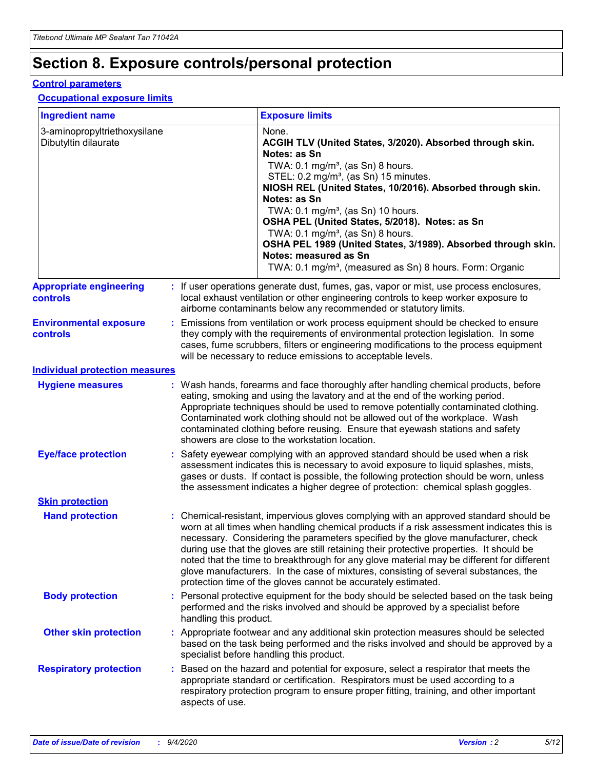# Section 8. Exposure controls/personal protection

## Control parameters

### Occupational exposure limits

| Ingredient name | Exposure limits |
| --- | --- |
| 3-aminopropyltriethoxysilane | None. |
| Dibutyltin dilaurate | **ACGIH TLV (United States, 3/2020). Absorbed through skin. Notes: as Sn**<br>TWA: 0.1 mg/m³, (as Sn) 8 hours.<br>STEL: 0.2 mg/m³, (as Sn) 15 minutes.<br>**NIOSH REL (United States, 10/2016). Absorbed through skin. Notes: as Sn**<br>TWA: 0.1 mg/m³, (as Sn) 10 hours.<br>**OSHA PEL (United States, 5/2018). Notes: as Sn**<br>TWA: 0.1 mg/m³, (as Sn) 8 hours.<br>**OSHA PEL 1989 (United States, 3/1989). Absorbed through skin. Notes: measured as Sn**<br>TWA: 0.1 mg/m³, (measured as Sn) 8 hours. Form: Organic |

**Appropriate engineering controls** : If user operations generate dust, fumes, gas, vapor or mist, use process enclosures, local exhaust ventilation or other engineering controls to keep worker exposure to airborne contaminants below any recommended or statutory limits.

**Environmental exposure controls** : Emissions from ventilation or work process equipment should be checked to ensure they comply with the requirements of environmental protection legislation. In some cases, fume scrubbers, filters or engineering modifications to the process equipment will be necessary to reduce emissions to acceptable levels.

## Individual protection measures

**Hygiene measures** : Wash hands, forearms and face thoroughly after handling chemical products, before eating, smoking and using the lavatory and at the end of the working period. Appropriate techniques should be used to remove potentially contaminated clothing. Contaminated work clothing should not be allowed out of the workplace. Wash contaminated clothing before reusing. Ensure that eyewash stations and safety showers are close to the workstation location.

**Eye/face protection** : Safety eyewear complying with an approved standard should be used when a risk assessment indicates this is necessary to avoid exposure to liquid splashes, mists, gases or dusts. If contact is possible, the following protection should be worn, unless the assessment indicates a higher degree of protection: chemical splash goggles.

### Skin protection

**Hand protection** : Chemical-resistant, impervious gloves complying with an approved standard should be worn at all times when handling chemical products if a risk assessment indicates this is necessary. Considering the parameters specified by the glove manufacturer, check during use that the gloves are still retaining their protective properties. It should be noted that the time to breakthrough for any glove material may be different for different glove manufacturers. In the case of mixtures, consisting of several substances, the protection time of the gloves cannot be accurately estimated.

**Body protection** : Personal protective equipment for the body should be selected based on the task being performed and the risks involved and should be approved by a specialist before handling this product.

**Other skin protection** : Appropriate footwear and any additional skin protection measures should be selected based on the task being performed and the risks involved and should be approved by a specialist before handling this product.

**Respiratory protection** : Based on the hazard and potential for exposure, select a respirator that meets the appropriate standard or certification. Respirators must be used according to a respiratory protection program to ensure proper fitting, training, and other important aspects of use.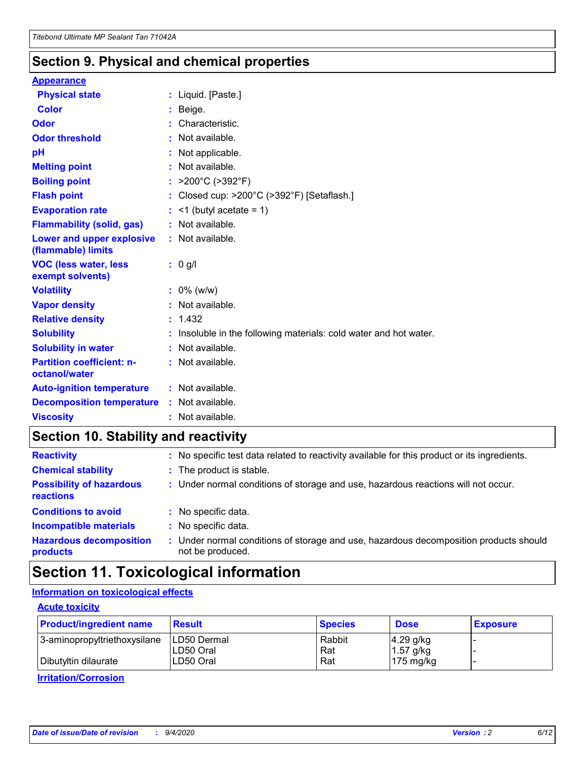# Section 9. Physical and chemical properties

**Appearance**

| | |
|---|---|
| **Physical state** | : Liquid. [Paste.] |
| **Color** | : Beige. |
| **Odor** | : Characteristic. |
| **Odor threshold** | : Not available. |
| **pH** | : Not applicable. |
| **Melting point** | : Not available. |
| **Boiling point** | : >200°C (>392°F) |
| **Flash point** | : Closed cup: >200°C (>392°F) [Setaflash.] |
| **Evaporation rate** | : <1 (butyl acetate = 1) |
| **Flammability (solid, gas)** | : Not available. |
| **Lower and upper explosive (flammable) limits** | : Not available. |
| **VOC (less water, less exempt solvents)** | : 0 g/l |
| **Volatility** | : 0% (w/w) |
| **Vapor density** | : Not available. |
| **Relative density** | : 1.432 |
| **Solubility** | : Insoluble in the following materials: cold water and hot water. |
| **Solubility in water** | : Not available. |
| **Partition coefficient: n-octanol/water** | : Not available. |
| **Auto-ignition temperature** | : Not available. |
| **Decomposition temperature** | : Not available. |
| **Viscosity** | : Not available. |

# Section 10. Stability and reactivity

| | |
|---|---|
| **Reactivity** | : No specific test data related to reactivity available for this product or its ingredients. |
| **Chemical stability** | : The product is stable. |
| **Possibility of hazardous reactions** | : Under normal conditions of storage and use, hazardous reactions will not occur. |
| **Conditions to avoid** | : No specific data. |
| **Incompatible materials** | : No specific data. |
| **Hazardous decomposition products** | : Under normal conditions of storage and use, hazardous decomposition products should not be produced. |

# Section 11. Toxicological information

**Information on toxicological effects**

**Acute toxicity**

| Product/ingredient name | Result | Species | Dose | Exposure |
|---|---|---|---|---|
| 3-aminopropyltriethoxysilane | LD50 Dermal | Rabbit | 4.29 g/kg | - |
| | LD50 Oral | Rat | 1.57 g/kg | - |
| Dibutyltin dilaurate | LD50 Oral | Rat | 175 mg/kg | - |

**Irritation/Corrosion**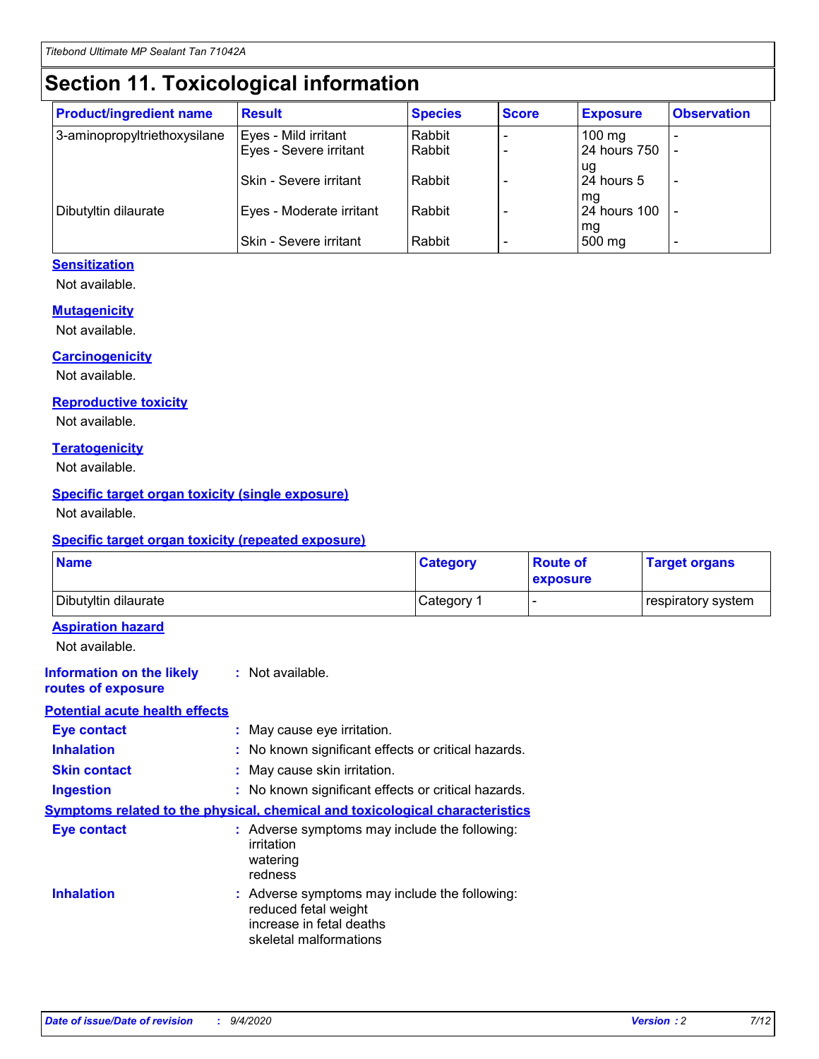# Section 11. Toxicological information

| Product/ingredient name | Result | Species | Score | Exposure | Observation |
|---|---|---|---|---|---|
| 3-aminopropyltriethoxysilane | Eyes - Mild irritant | Rabbit | - | 100 mg | - |
| | Eyes - Severe irritant | Rabbit | - | 24 hours 750 ug | - |
| | Skin - Severe irritant | Rabbit | - | 24 hours 5 mg | - |
| Dibutyltin dilaurate | Eyes - Moderate irritant | Rabbit | - | 24 hours 100 mg | - |
| | Skin - Severe irritant | Rabbit | - | 500 mg | - |

### Sensitization

Not available.

### Mutagenicity

Not available.

### Carcinogenicity

Not available.

### Reproductive toxicity

Not available.

### Teratogenicity

Not available.

### Specific target organ toxicity (single exposure)

Not available.

### Specific target organ toxicity (repeated exposure)

| Name | Category | Route of exposure | Target organs |
|---|---|---|---|
| Dibutyltin dilaurate | Category 1 | - | respiratory system |

### Aspiration hazard

Not available.

**Information on the likely routes of exposure** : Not available.

### Potential acute health effects

**Eye contact** : May cause eye irritation.

**Inhalation** : No known significant effects or critical hazards.

**Skin contact** : May cause skin irritation.

**Ingestion** : No known significant effects or critical hazards.

### Symptoms related to the physical, chemical and toxicological characteristics

**Eye contact** : Adverse symptoms may include the following:
irritation
watering
redness

**Inhalation** : Adverse symptoms may include the following:
reduced fetal weight
increase in fetal deaths
skeletal malformations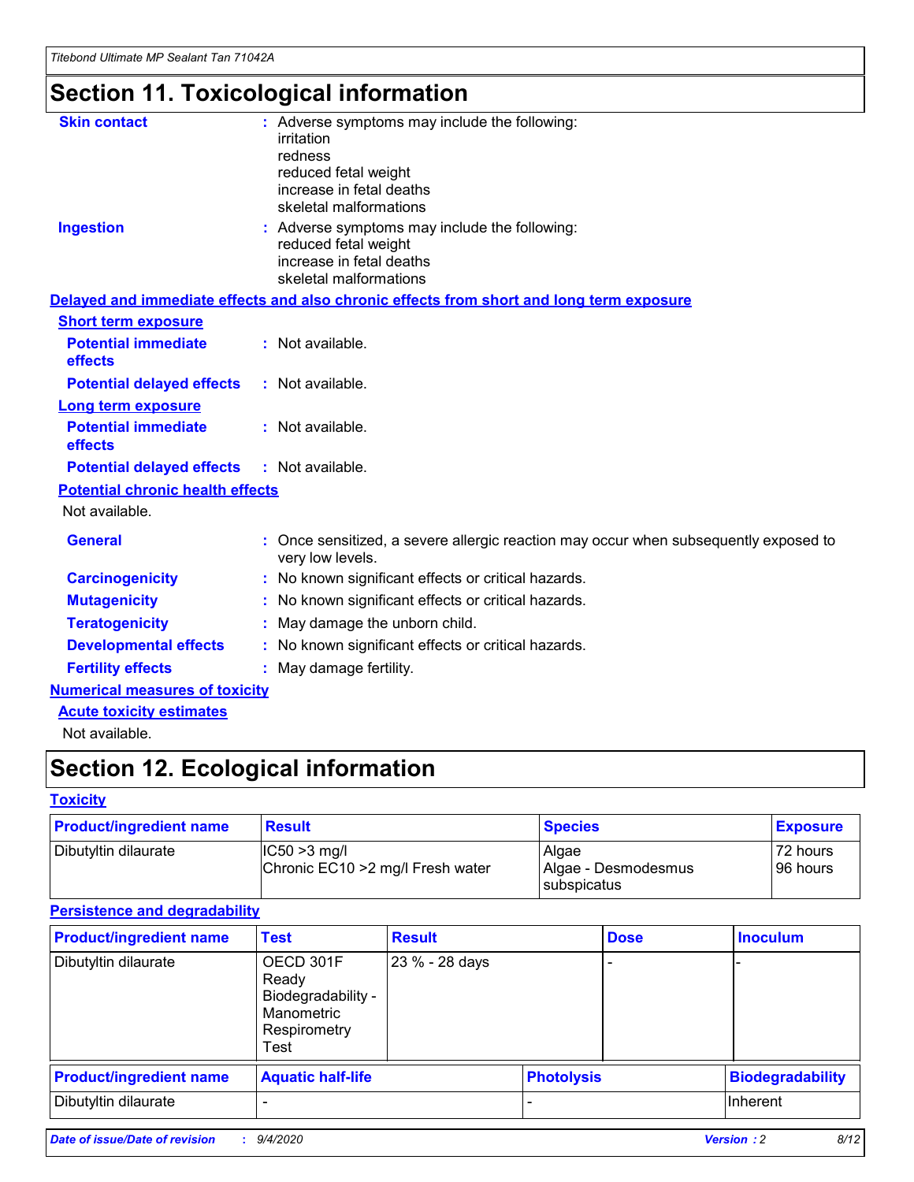## Section 11. Toxicological information

**Skin contact** : Adverse symptoms may include the following:
irritation
redness
reduced fetal weight
increase in fetal deaths
skeletal malformations

**Ingestion** : Adverse symptoms may include the following:
reduced fetal weight
increase in fetal deaths
skeletal malformations

**Delayed and immediate effects and also chronic effects from short and long term exposure**

**Short term exposure**

**Potential immediate effects** : Not available.

**Potential delayed effects** : Not available.

**Long term exposure**

**Potential immediate effects** : Not available.

**Potential delayed effects** : Not available.

**Potential chronic health effects**

Not available.

**General** : Once sensitized, a severe allergic reaction may occur when subsequently exposed to very low levels.

**Carcinogenicity** : No known significant effects or critical hazards.

**Mutagenicity** : No known significant effects or critical hazards.

**Teratogenicity** : May damage the unborn child.

**Developmental effects** : No known significant effects or critical hazards.

**Fertility effects** : May damage fertility.

**Numerical measures of toxicity**

**Acute toxicity estimates**

Not available.

## Section 12. Ecological information

**Toxicity**

| Product/ingredient name | Result | Species | Exposure |
|---|---|---|---|
| Dibutyltin dilaurate | IC50 >3 mg/l<br>Chronic EC10 >2 mg/l Fresh water | Algae<br>Algae - Desmodesmus subspicatus | 72 hours<br>96 hours |

**Persistence and degradability**

| Product/ingredient name | Test | Result | Dose | Inoculum |
|---|---|---|---|---|
| Dibutyltin dilaurate | OECD 301F Ready Biodegradability - Manometric Respirometry Test | 23 % - 28 days | - | - |

| Product/ingredient name | Aquatic half-life | Photolysis | Biodegradability |
|---|---|---|---|
| Dibutyltin dilaurate | - | - | Inherent |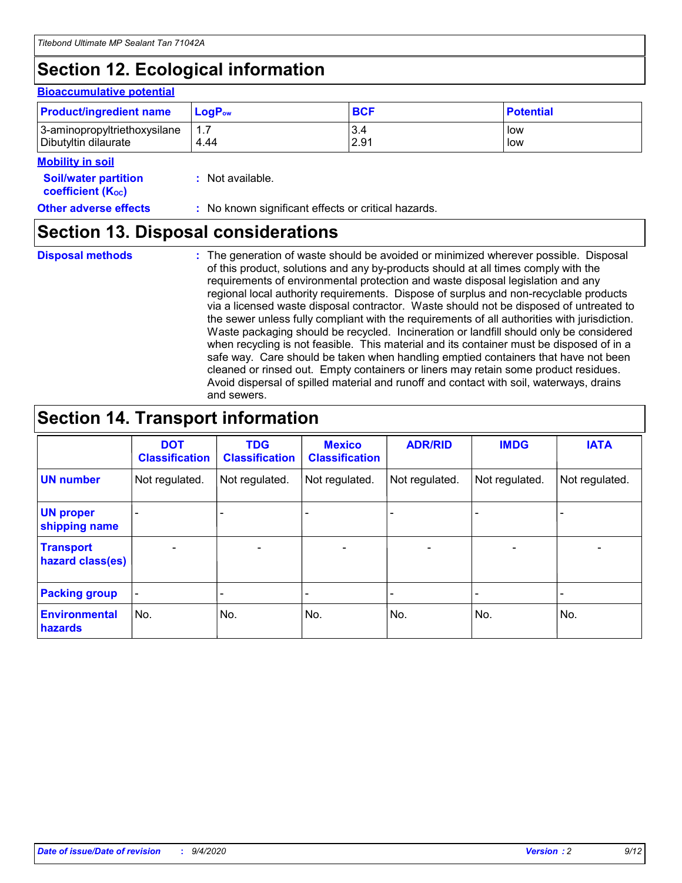# Section 12. Ecological information

### Bioaccumulative potential

| Product/ingredient name | $LogP_{ow}$ | BCF | Potential |
|---|---|---|---|
| 3-aminopropyltriethoxysilane | 1.7 | 3.4 | low |
| Dibutyltin dilaurate | 4.44 | 2.91 | low |

### Mobility in soil

**Soil/water partition coefficient ($K_{OC}$)** : Not available.

**Other adverse effects** : No known significant effects or critical hazards.

# Section 13. Disposal considerations

**Disposal methods** : The generation of waste should be avoided or minimized wherever possible. Disposal of this product, solutions and any by-products should at all times comply with the requirements of environmental protection and waste disposal legislation and any regional local authority requirements. Dispose of surplus and non-recyclable products via a licensed waste disposal contractor. Waste should not be disposed of untreated to the sewer unless fully compliant with the requirements of all authorities with jurisdiction. Waste packaging should be recycled. Incineration or landfill should only be considered when recycling is not feasible. This material and its container must be disposed of in a safe way. Care should be taken when handling emptied containers that have not been cleaned or rinsed out. Empty containers or liners may retain some product residues. Avoid dispersal of spilled material and runoff and contact with soil, waterways, drains and sewers.

# Section 14. Transport information

| | DOT Classification | TDG Classification | Mexico Classification | ADR/RID | IMDG | IATA |
|---|---|---|---|---|---|---|
| UN number | Not regulated. | Not regulated. | Not regulated. | Not regulated. | Not regulated. | Not regulated. |
| UN proper shipping name | - | - | - | - | - | - |
| Transport hazard class(es) | - | - | - | - | - | - |
| Packing group | - | - | - | - | - | - |
| Environmental hazards | No. | No. | No. | No. | No. | No. |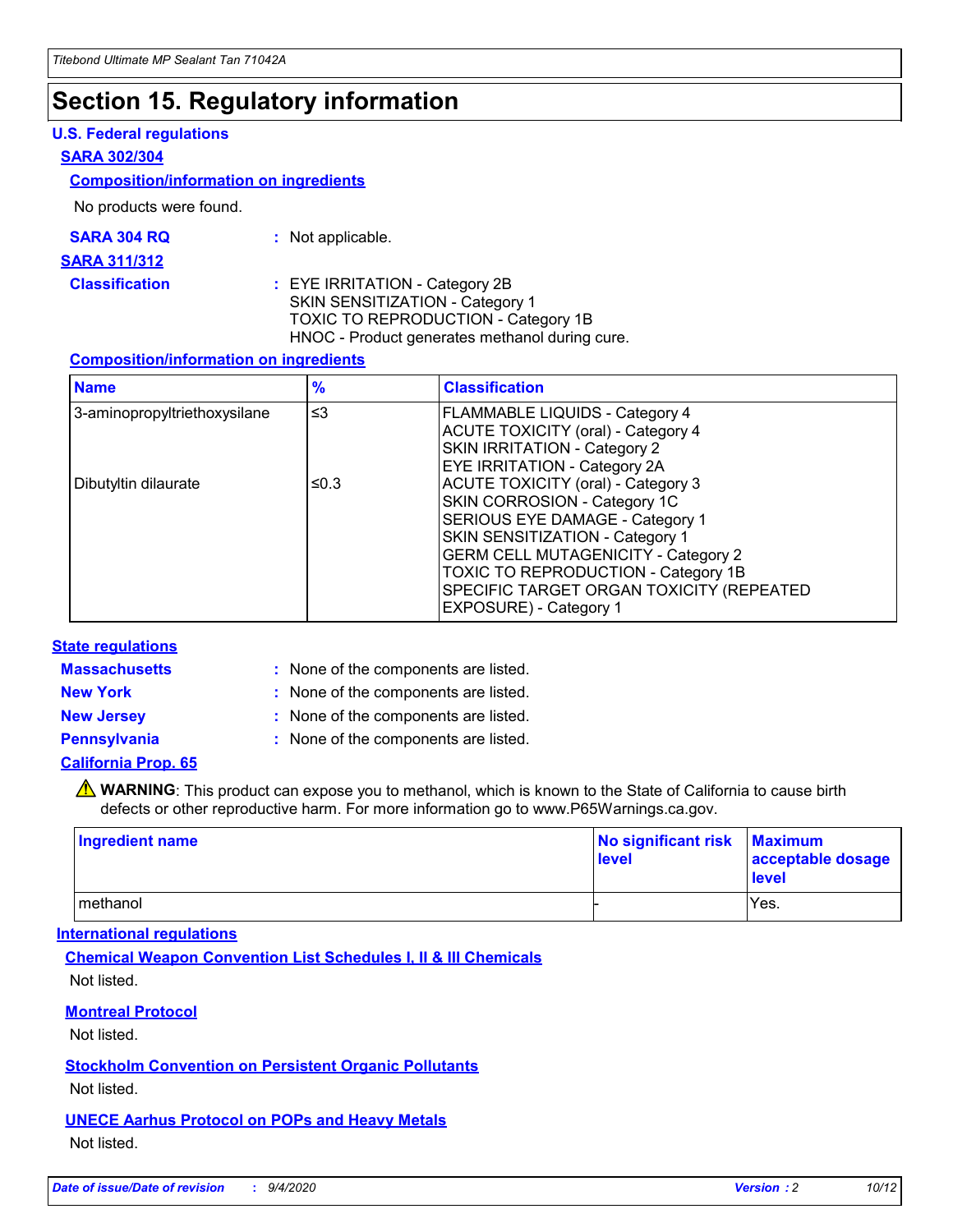# Section 15. Regulatory information

### U.S. Federal regulations

**SARA 302/304**

**Composition/information on ingredients**

No products were found.

**SARA 304 RQ** : Not applicable.

**SARA 311/312**

**Classification** : EYE IRRITATION - Category 2B
SKIN SENSITIZATION - Category 1
TOXIC TO REPRODUCTION - Category 1B
HNOC - Product generates methanol during cure.

**Composition/information on ingredients**

| Name | % | Classification |
|---|---|---|
| 3-aminopropyltriethoxysilane | ≤3 | FLAMMABLE LIQUIDS - Category 4<br>ACUTE TOXICITY (oral) - Category 4<br>SKIN IRRITATION - Category 2<br>EYE IRRITATION - Category 2A |
| Dibutyltin dilaurate | ≤0.3 | ACUTE TOXICITY (oral) - Category 3<br>SKIN CORROSION - Category 1C<br>SERIOUS EYE DAMAGE - Category 1<br>SKIN SENSITIZATION - Category 1<br>GERM CELL MUTAGENICITY - Category 2<br>TOXIC TO REPRODUCTION - Category 1B<br>SPECIFIC TARGET ORGAN TOXICITY (REPEATED EXPOSURE) - Category 1 |

### State regulations

**Massachusetts** : None of the components are listed.

**New York** : None of the components are listed.

**New Jersey** : None of the components are listed.

**Pennsylvania** : None of the components are listed.

**California Prop. 65**

⚠ **WARNING**: This product can expose you to methanol, which is known to the State of California to cause birth defects or other reproductive harm. For more information go to www.P65Warnings.ca.gov.

| Ingredient name | No significant risk level | Maximum acceptable dosage level |
|---|---|---|
| methanol | - | Yes. |

### International regulations

**Chemical Weapon Convention List Schedules I, II & III Chemicals**

Not listed.

**Montreal Protocol**

Not listed.

**Stockholm Convention on Persistent Organic Pollutants**

Not listed.

**UNECE Aarhus Protocol on POPs and Heavy Metals**

Not listed.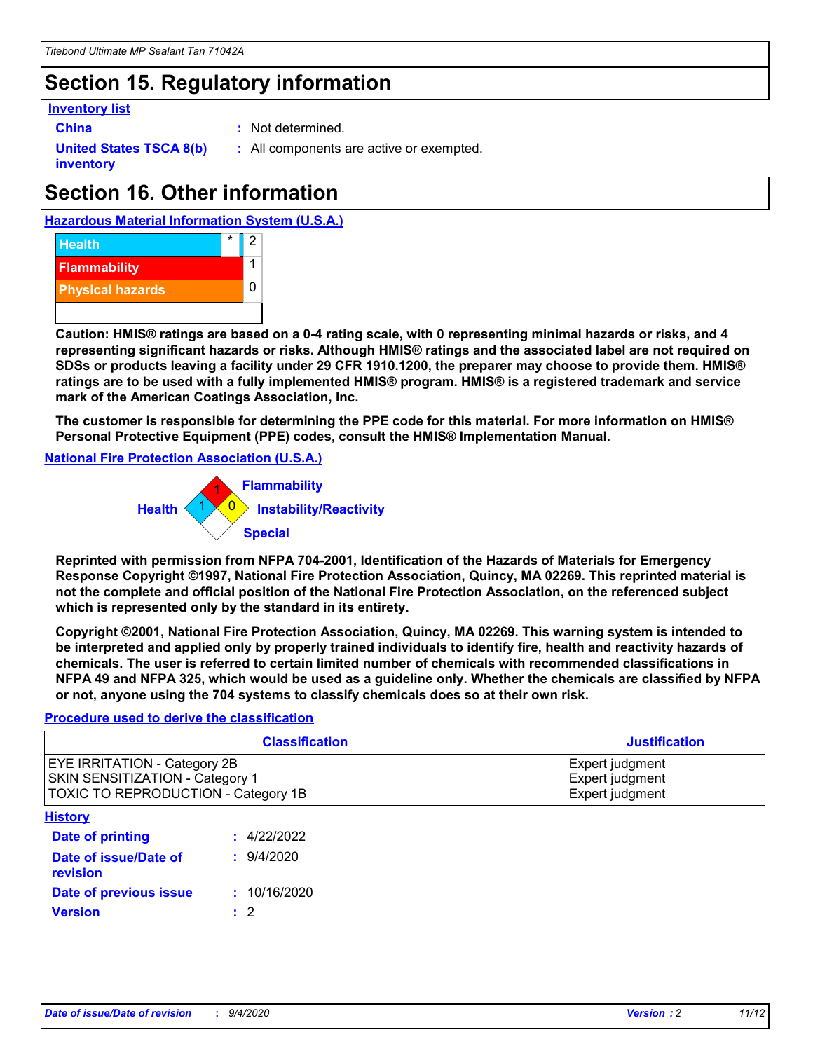## Section 15. Regulatory information

### Inventory list

**China** : Not determined.

**United States TSCA 8(b) inventory** : All components are active or exempted.

## Section 16. Other information

### Hazardous Material Information System (U.S.A.)

| | | |
|---|---|---|
| Health | * | 2 |
| Flammability | | 1 |
| Physical hazards | | 0 |
| | | |

**Caution: HMIS® ratings are based on a 0-4 rating scale, with 0 representing minimal hazards or risks, and 4 representing significant hazards or risks. Although HMIS® ratings and the associated label are not required on SDSs or products leaving a facility under 29 CFR 1910.1200, the preparer may choose to provide them. HMIS® ratings are to be used with a fully implemented HMIS® program. HMIS® is a registered trademark and service mark of the American Coatings Association, Inc.**

**The customer is responsible for determining the PPE code for this material. For more information on HMIS® Personal Protective Equipment (PPE) codes, consult the HMIS® Implementation Manual.**

### National Fire Protection Association (U.S.A.)

- Health: 1
- Flammability: 1
- Instability/Reactivity: 0
- Special:

**Reprinted with permission from NFPA 704-2001, Identification of the Hazards of Materials for Emergency Response Copyright ©1997, National Fire Protection Association, Quincy, MA 02269. This reprinted material is not the complete and official position of the National Fire Protection Association, on the referenced subject which is represented only by the standard in its entirety.**

**Copyright ©2001, National Fire Protection Association, Quincy, MA 02269. This warning system is intended to be interpreted and applied only by properly trained individuals to identify fire, health and reactivity hazards of chemicals. The user is referred to certain limited number of chemicals with recommended classifications in NFPA 49 and NFPA 325, which would be used as a guideline only. Whether the chemicals are classified by NFPA or not, anyone using the 704 systems to classify chemicals does so at their own risk.**

### Procedure used to derive the classification

| Classification | Justification |
|---|---|
| EYE IRRITATION - Category 2B | Expert judgment |
| SKIN SENSITIZATION - Category 1 | Expert judgment |
| TOXIC TO REPRODUCTION - Category 1B | Expert judgment |

### History

**Date of printing** : 4/22/2022

**Date of issue/Date of revision** : 9/4/2020

**Date of previous issue** : 10/16/2020

**Version** : 2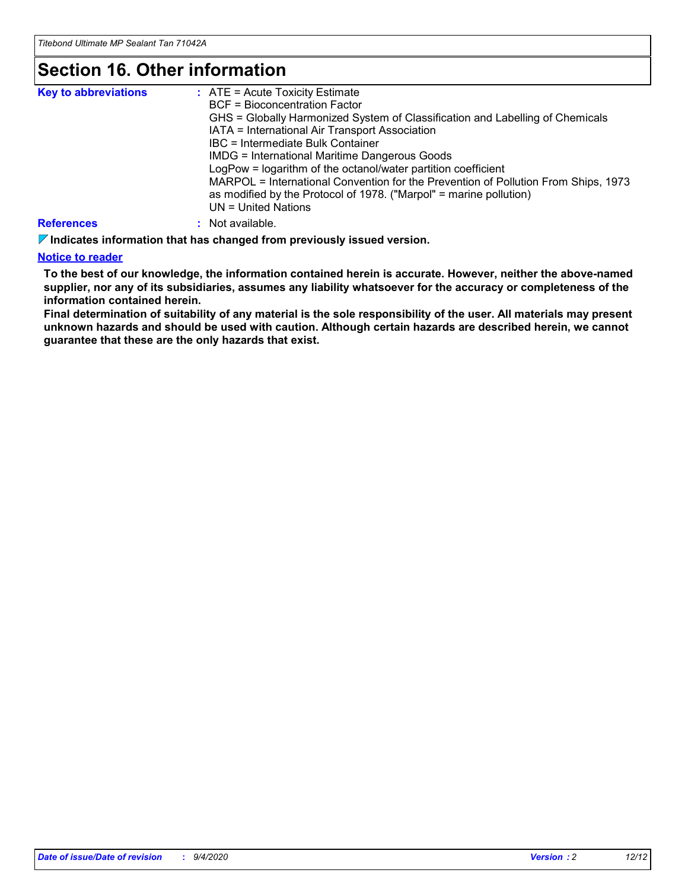## Section 16. Other information

**Key to abbreviations** : ATE = Acute Toxicity Estimate
BCF = Bioconcentration Factor
GHS = Globally Harmonized System of Classification and Labelling of Chemicals
IATA = International Air Transport Association
IBC = Intermediate Bulk Container
IMDG = International Maritime Dangerous Goods
LogPow = logarithm of the octanol/water partition coefficient
MARPOL = International Convention for the Prevention of Pollution From Ships, 1973 as modified by the Protocol of 1978. ("Marpol" = marine pollution)
UN = United Nations

**References** : Not available.

**Indicates information that has changed from previously issued version.**

**Notice to reader**

**To the best of our knowledge, the information contained herein is accurate. However, neither the above-named supplier, nor any of its subsidiaries, assumes any liability whatsoever for the accuracy or completeness of the information contained herein.**

**Final determination of suitability of any material is the sole responsibility of the user. All materials may present unknown hazards and should be used with caution. Although certain hazards are described herein, we cannot guarantee that these are the only hazards that exist.**